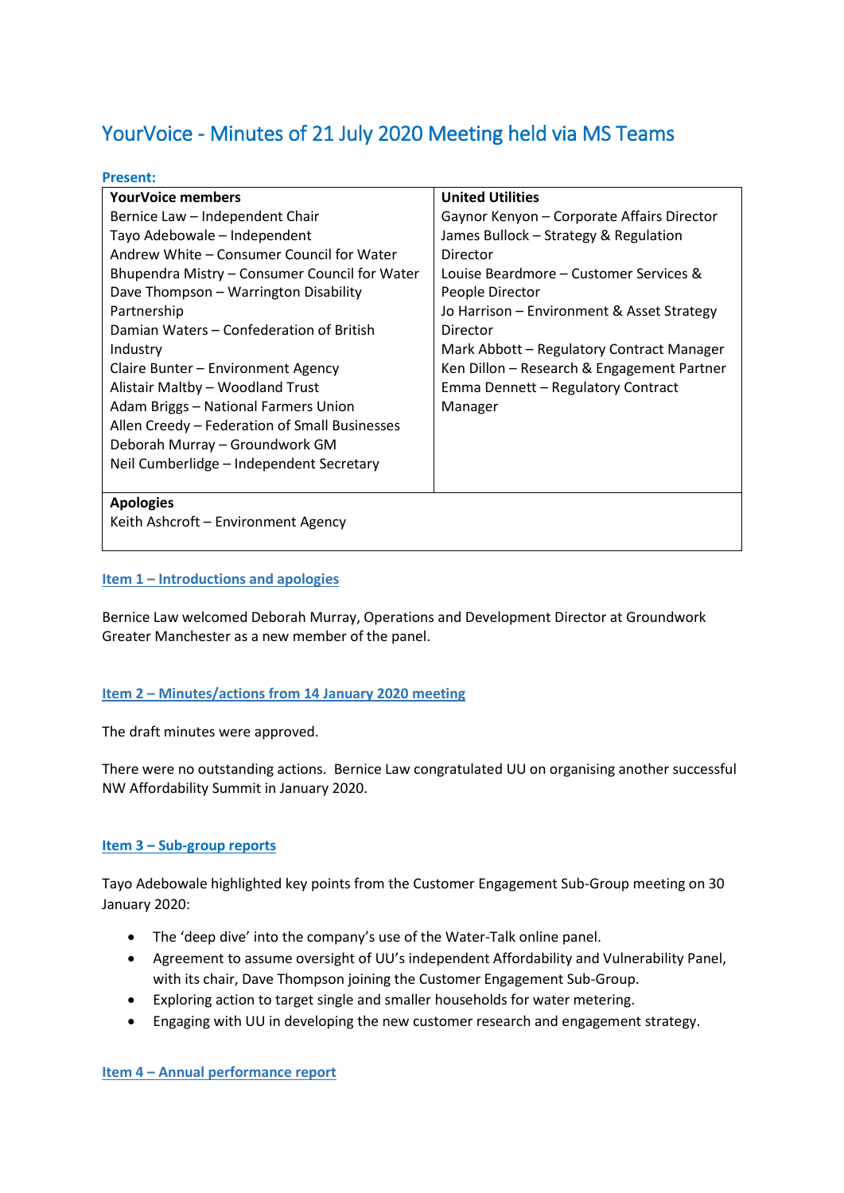# YourVoice - Minutes of 21 July 2020 Meeting held via MS Teams

**Present:**

| YourVoice members | United Utilities |
| --- | --- |
| Bernice Law – Independent Chair | Gaynor Kenyon – Corporate Affairs Director |
| Tayo Adebowale – Independent | James Bullock – Strategy & Regulation Director |
| Andrew White – Consumer Council for Water | Louise Beardmore – Customer Services & People Director |
| Bhupendra Mistry – Consumer Council for Water | Jo Harrison – Environment & Asset Strategy Director |
| Dave Thompson – Warrington Disability Partnership | Mark Abbott – Regulatory Contract Manager |
| Damian Waters – Confederation of British Industry | Ken Dillon – Research & Engagement Partner |
| Claire Bunter – Environment Agency | Emma Dennett – Regulatory Contract Manager |
| Alistair Maltby – Woodland Trust | |
| Adam Briggs – National Farmers Union | |
| Allen Creedy – Federation of Small Businesses | |
| Deborah Murray – Groundwork GM | |
| Neil Cumberlidge – Independent Secretary | |
| **Apologies** | |
| Keith Ashcroft – Environment Agency | |

## Item 1 – Introductions and apologies

Bernice Law welcomed Deborah Murray, Operations and Development Director at Groundwork Greater Manchester as a new member of the panel.

## Item 2 – Minutes/actions from 14 January 2020 meeting

The draft minutes were approved.

There were no outstanding actions. Bernice Law congratulated UU on organising another successful NW Affordability Summit in January 2020.

## Item 3 – Sub-group reports

Tayo Adebowale highlighted key points from the Customer Engagement Sub-Group meeting on 30 January 2020:

- The 'deep dive' into the company's use of the Water-Talk online panel.
- Agreement to assume oversight of UU's independent Affordability and Vulnerability Panel, with its chair, Dave Thompson joining the Customer Engagement Sub-Group.
- Exploring action to target single and smaller households for water metering.
- Engaging with UU in developing the new customer research and engagement strategy.

## Item 4 – Annual performance report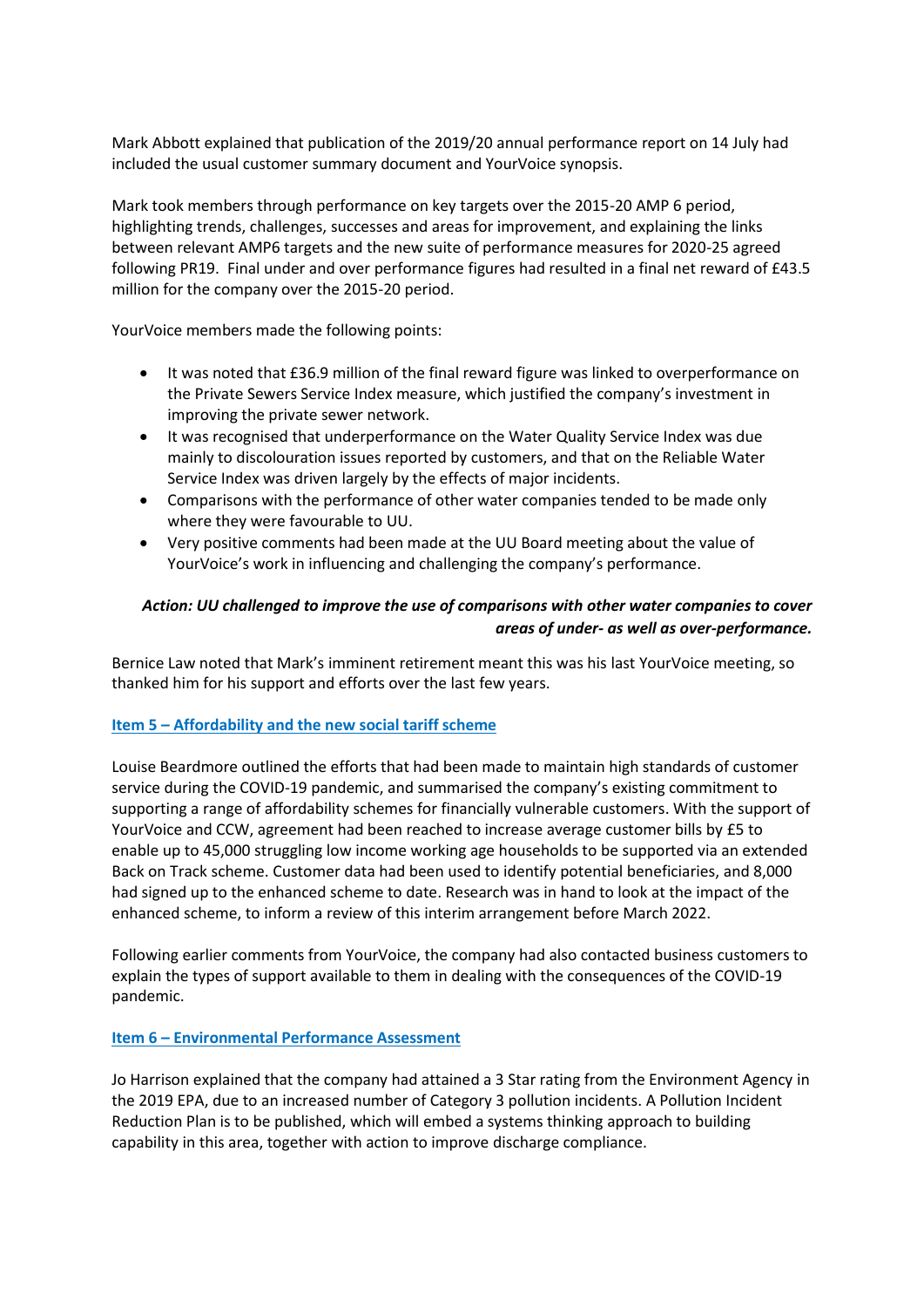Mark Abbott explained that publication of the 2019/20 annual performance report on 14 July had included the usual customer summary document and YourVoice synopsis.

Mark took members through performance on key targets over the 2015-20 AMP 6 period, highlighting trends, challenges, successes and areas for improvement, and explaining the links between relevant AMP6 targets and the new suite of performance measures for 2020-25 agreed following PR19. Final under and over performance figures had resulted in a final net reward of £43.5 million for the company over the 2015-20 period.

YourVoice members made the following points:

- It was noted that £36.9 million of the final reward figure was linked to overperformance on the Private Sewers Service Index measure, which justified the company's investment in improving the private sewer network.
- It was recognised that underperformance on the Water Quality Service Index was due mainly to discolouration issues reported by customers, and that on the Reliable Water Service Index was driven largely by the effects of major incidents.
- Comparisons with the performance of other water companies tended to be made only where they were favourable to UU.
- Very positive comments had been made at the UU Board meeting about the value of YourVoice's work in influencing and challenging the company's performance.

***Action: UU challenged to improve the use of comparisons with other water companies to cover areas of under- as well as over-performance.***

Bernice Law noted that Mark's imminent retirement meant this was his last YourVoice meeting, so thanked him for his support and efforts over the last few years.

## Item 5 – Affordability and the new social tariff scheme

Louise Beardmore outlined the efforts that had been made to maintain high standards of customer service during the COVID-19 pandemic, and summarised the company's existing commitment to supporting a range of affordability schemes for financially vulnerable customers. With the support of YourVoice and CCW, agreement had been reached to increase average customer bills by £5 to enable up to 45,000 struggling low income working age households to be supported via an extended Back on Track scheme. Customer data had been used to identify potential beneficiaries, and 8,000 had signed up to the enhanced scheme to date. Research was in hand to look at the impact of the enhanced scheme, to inform a review of this interim arrangement before March 2022.

Following earlier comments from YourVoice, the company had also contacted business customers to explain the types of support available to them in dealing with the consequences of the COVID-19 pandemic.

## Item 6 – Environmental Performance Assessment

Jo Harrison explained that the company had attained a 3 Star rating from the Environment Agency in the 2019 EPA, due to an increased number of Category 3 pollution incidents. A Pollution Incident Reduction Plan is to be published, which will embed a systems thinking approach to building capability in this area, together with action to improve discharge compliance.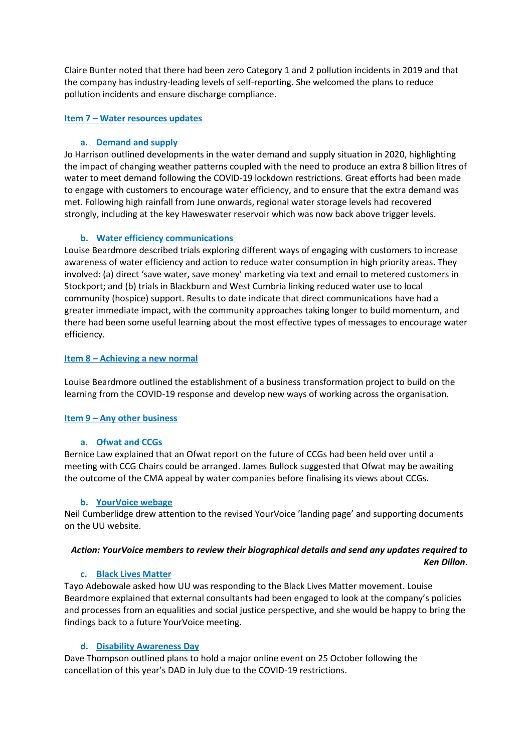Claire Bunter noted that there had been zero Category 1 and 2 pollution incidents in 2019 and that the company has industry-leading levels of self-reporting. She welcomed the plans to reduce pollution incidents and ensure discharge compliance.

## Item 7 – Water resources updates

### a. Demand and supply

Jo Harrison outlined developments in the water demand and supply situation in 2020, highlighting the impact of changing weather patterns coupled with the need to produce an extra 8 billion litres of water to meet demand following the COVID-19 lockdown restrictions. Great efforts had been made to engage with customers to encourage water efficiency, and to ensure that the extra demand was met. Following high rainfall from June onwards, regional water storage levels had recovered strongly, including at the key Haweswater reservoir which was now back above trigger levels.

### b. Water efficiency communications

Louise Beardmore described trials exploring different ways of engaging with customers to increase awareness of water efficiency and action to reduce water consumption in high priority areas. They involved: (a) direct 'save water, save money' marketing via text and email to metered customers in Stockport; and (b) trials in Blackburn and West Cumbria linking reduced water use to local community (hospice) support. Results to date indicate that direct communications have had a greater immediate impact, with the community approaches taking longer to build momentum, and there had been some useful learning about the most effective types of messages to encourage water efficiency.

## Item 8 – Achieving a new normal

Louise Beardmore outlined the establishment of a business transformation project to build on the learning from the COVID-19 response and develop new ways of working across the organisation.

## Item 9 – Any other business

### a. Ofwat and CCGs

Bernice Law explained that an Ofwat report on the future of CCGs had been held over until a meeting with CCG Chairs could be arranged. James Bullock suggested that Ofwat may be awaiting the outcome of the CMA appeal by water companies before finalising its views about CCGs.

### b. YourVoice webage

Neil Cumberlidge drew attention to the revised YourVoice 'landing page' and supporting documents on the UU website.

***Action: YourVoice members to review their biographical details and send any updates required to Ken Dillon*.**

### c. Black Lives Matter

Tayo Adebowale asked how UU was responding to the Black Lives Matter movement. Louise Beardmore explained that external consultants had been engaged to look at the company's policies and processes from an equalities and social justice perspective, and she would be happy to bring the findings back to a future YourVoice meeting.

### d. Disability Awareness Day

Dave Thompson outlined plans to hold a major online event on 25 October following the cancellation of this year's DAD in July due to the COVID-19 restrictions.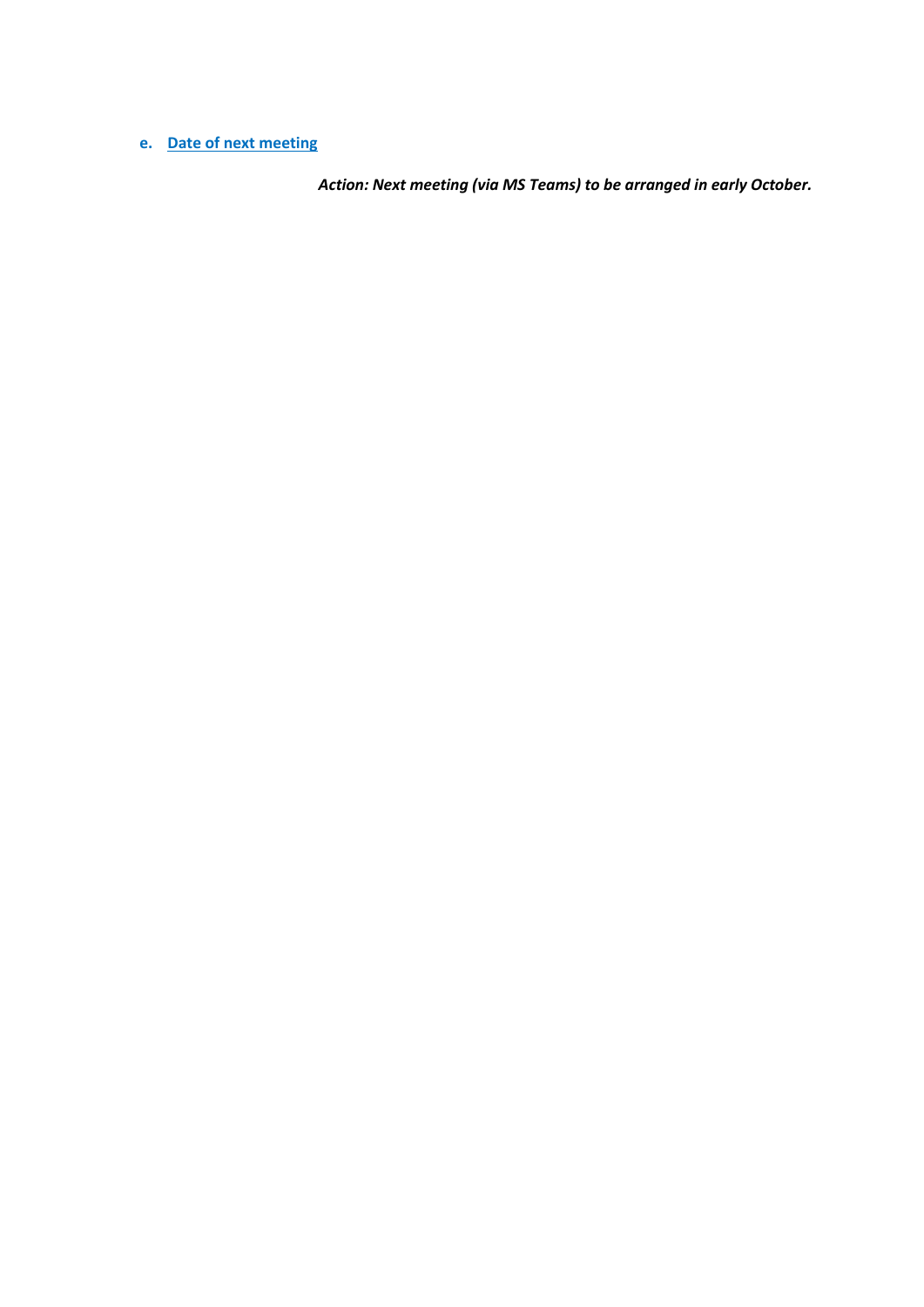e. **Date of next meeting**

***Action: Next meeting (via MS Teams) to be arranged in early October.***